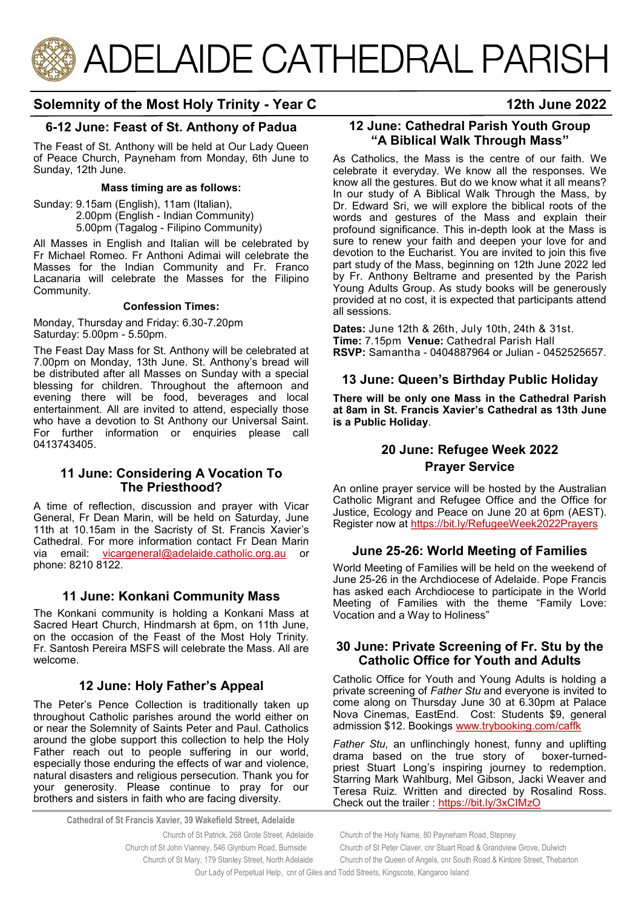# ADELAIDE CATHEDRAL PARISH

## Solemnity of the Most Holy Trinity - Year C

**12th June 2022**

### 6-12 June: Feast of St. Anthony of Padua

The Feast of St. Anthony will be held at Our Lady Queen of Peace Church, Payneham from Monday, 6th June to Sunday, 12th June.

**Mass timing are as follows:**

Sunday: 9.15am (English), 11am (Italian),
2.00pm (English - Indian Community)
5.00pm (Tagalog - Filipino Community)

All Masses in English and Italian will be celebrated by Fr Michael Romeo. Fr Anthoni Adimai will celebrate the Masses for the Indian Community and Fr. Franco Lacanaria will celebrate the Masses for the Filipino Community.

**Confession Times:**

Monday, Thursday and Friday: 6.30-7.20pm
Saturday: 5.00pm - 5.50pm.

The Feast Day Mass for St. Anthony will be celebrated at 7.00pm on Monday, 13th June. St. Anthony's bread will be distributed after all Masses on Sunday with a special blessing for children. Throughout the afternoon and evening there will be food, beverages and local entertainment. All are invited to attend, especially those who have a devotion to St Anthony our Universal Saint. For further information or enquiries please call 0413743405.

### 11 June: Considering A Vocation To The Priesthood?

A time of reflection, discussion and prayer with Vicar General, Fr Dean Marin, will be held on Saturday, June 11th at 10.15am in the Sacristy of St. Francis Xavier's Cathedral. For more information contact Fr Dean Marin via email: vicargeneral@adelaide.catholic.org.au or phone: 8210 8122.

### 11 June: Konkani Community Mass

The Konkani community is holding a Konkani Mass at Sacred Heart Church, Hindmarsh at 6pm, on 11th June, on the occasion of the Feast of the Most Holy Trinity. Fr. Santosh Pereira MSFS will celebrate the Mass. All are welcome.

### 12 June: Holy Father's Appeal

The Peter's Pence Collection is traditionally taken up throughout Catholic parishes around the world either on or near the Solemnity of Saints Peter and Paul. Catholics around the globe support this collection to help the Holy Father reach out to people suffering in our world, especially those enduring the effects of war and violence, natural disasters and religious persecution. Thank you for your generosity. Please continue to pray for our brothers and sisters in faith who are facing diversity.

### 12 June: Cathedral Parish Youth Group "A Biblical Walk Through Mass"

As Catholics, the Mass is the centre of our faith. We celebrate it everyday. We know all the responses. We know all the gestures. But do we know what it all means? In our study of A Biblical Walk Through the Mass, by Dr. Edward Sri, we will explore the biblical roots of the words and gestures of the Mass and explain their profound significance. This in-depth look at the Mass is sure to renew your faith and deepen your love for and devotion to the Eucharist. You are invited to join this five part study of the Mass, beginning on 12th June 2022 led by Fr. Anthony Beltrame and presented by the Parish Young Adults Group. As study books will be generously provided at no cost, it is expected that participants attend all sessions.

**Dates:** June 12th & 26th, July 10th, 24th & 31st.
**Time:** 7.15pm **Venue:** Cathedral Parish Hall
**RSVP:** Samantha - 0404887964 or Julian - 0452525657.

### 13 June: Queen's Birthday Public Holiday

**There will be only one Mass in the Cathedral Parish at 8am in St. Francis Xavier's Cathedral as 13th June is a Public Holiday**.

### 20 June: Refugee Week 2022 Prayer Service

An online prayer service will be hosted by the Australian Catholic Migrant and Refugee Office and the Office for Justice, Ecology and Peace on June 20 at 6pm (AEST). Register now at https://bit.ly/RefugeeWeek2022Prayers

### June 25-26: World Meeting of Families

World Meeting of Families will be held on the weekend of June 25-26 in the Archdiocese of Adelaide. Pope Francis has asked each Archdiocese to participate in the World Meeting of Families with the theme "Family Love: Vocation and a Way to Holiness"

### 30 June: Private Screening of Fr. Stu by the Catholic Office for Youth and Adults

Catholic Office for Youth and Young Adults is holding a private screening of *Father Stu* and everyone is invited to come along on Thursday June 30 at 6.30pm at Palace Nova Cinemas, EastEnd. Cost: Students $9, general admission $12. Bookings www.trybooking.com/caffk

*Father Stu,* an unflinchingly honest, funny and uplifting drama based on the true story of boxer-turned-priest Stuart Long's inspiring journey to redemption. Starring Mark Wahlburg, Mel Gibson, Jacki Weaver and Teresa Ruiz. Written and directed by Rosalind Ross. Check out the trailer : https://bit.ly/3xCIMzO

**Cathedral of St Francis Xavier, 39 Wakefield Street, Adelaide**

Church of St Patrick, 268 Grote Street, Adelaide
Church of St John Vianney, 546 Glynburn Road, Burnside
Church of St Mary, 179 Stanley Street, North Adelaide
Church of the Holy Name, 80 Payneham Road, Stepney
Church of St Peter Claver, cnr Stuart Road & Grandview Grove, Dulwich
Church of the Queen of Angels, cnr South Road & Kintore Street, Thebarton
Our Lady of Perpetual Help, cnr of Giles and Todd Streets, Kingscote, Kangaroo Island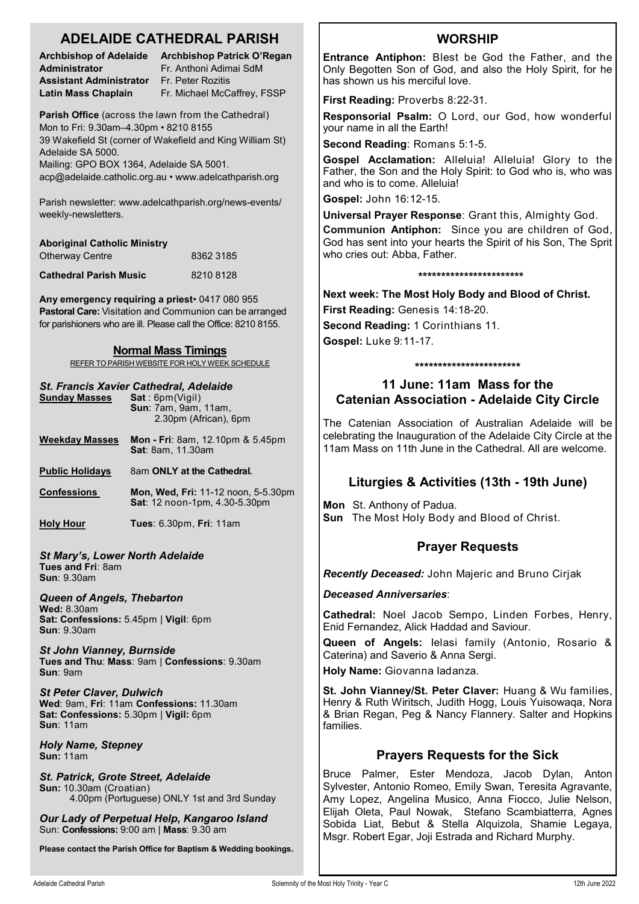# ADELAIDE CATHEDRAL PARISH

| | |
|---|---|
| **Archbishop of Adelaide** | **Archbishop Patrick O'Regan** |
| **Administrator** | Fr. Anthoni Adimai SdM |
| **Assistant Administrator** | Fr. Peter Rozitis |
| **Latin Mass Chaplain** | Fr. Michael McCaffrey, FSSP |

**Parish Office** (across the lawn from the Cathedral)
Mon to Fri: 9.30am–4.30pm • 8210 8155
39 Wakefield St (corner of Wakefield and King William St) Adelaide SA 5000.
Mailing: GPO BOX 1364, Adelaide SA 5001.
acp@adelaide.catholic.org.au • www.adelcathparish.org

Parish newsletter: www.adelcathparish.org/news-events/weekly-newsletters.

**Aboriginal Catholic Ministry**
Otherway Centre 8362 3185

**Cathedral Parish Music** 8210 8128

**Any emergency requiring a priest**• 0417 080 955
**Pastoral Care:** Visitation and Communion can be arranged for parishioners who are ill. Please call the Office: 8210 8155.

## Normal Mass Timings

REFER TO PARISH WEBSITE FOR HOLY WEEK SCHEDULE

### *St. Francis Xavier Cathedral, Adelaide*

| | |
|---|---|
| **Sunday Masses** | **Sat** : 6pm(Vigil)<br>**Sun**: 7am, 9am, 11am, 2.30pm (African), 6pm |
| **Weekday Masses** | **Mon - Fri**: 8am, 12.10pm & 5.45pm<br>**Sat**: 8am, 11.30am |
| **Public Holidays** | 8am **ONLY at the Cathedral.** |
| **Confessions** | **Mon, Wed, Fri:** 11-12 noon, 5-5.30pm<br>**Sat**: 12 noon-1pm, 4.30-5.30pm |
| **Holy Hour** | **Tues**: 6.30pm, **Fri**: 11am |

### *St Mary's, Lower North Adelaide*
**Tues and Fri**: 8am
**Sun**: 9.30am

### *Queen of Angels, Thebarton*
**Wed:** 8.30am
**Sat: Confessions:** 5.45pm | **Vigil**: 6pm
**Sun**: 9.30am

### *St John Vianney, Burnside*
**Tues and Thu**: **Mass**: 9am | **Confessions**: 9.30am
**Sun**: 9am

### *St Peter Claver, Dulwich*
**Wed**: 9am, **Fri**: 11am **Confessions:** 11.30am
**Sat: Confessions:** 5.30pm | **Vigil:** 6pm
**Sun**: 11am

### *Holy Name, Stepney*
**Sun:** 11am

### *St. Patrick, Grote Street, Adelaide*
**Sun:** 10.30am (Croatian)
4.00pm (Portuguese) ONLY 1st and 3rd Sunday

### *Our Lady of Perpetual Help, Kangaroo Island*
Sun: **Confessions:** 9:00 am | **Mass**: 9.30 am

**Please contact the Parish Office for Baptism & Wedding bookings.**

## WORSHIP

**Entrance Antiphon:** Blest be God the Father, and the Only Begotten Son of God, and also the Holy Spirit, for he has shown us his merciful love.

**First Reading:** Proverbs 8:22-31.

**Responsorial Psalm:** O Lord, our God, how wonderful your name in all the Earth!

**Second Reading**: Romans 5:1-5.

**Gospel Acclamation:** Alleluia! Alleluia! Glory to the Father, the Son and the Holy Spirit: to God who is, who was and who is to come. Alleluia!

**Gospel:** John 16:12-15.

**Universal Prayer Response**: Grant this, Almighty God.

**Communion Antiphon:** Since you are children of God, God has sent into your hearts the Spirit of his Son, The Sprit who cries out: Abba, Father.

***********************

**Next week: The Most Holy Body and Blood of Christ.**

**First Reading:** Genesis 14:18-20.

**Second Reading:** 1 Corinthians 11.

**Gospel:** Luke 9:11-17.

***********************

## 11 June: 11am Mass for the Catenian Association - Adelaide City Circle

The Catenian Association of Australian Adelaide will be celebrating the Inauguration of the Adelaide City Circle at the 11am Mass on 11th June in the Cathedral. All are welcome.

## Liturgies & Activities (13th - 19th June)

**Mon** St. Anthony of Padua.
**Sun** The Most Holy Body and Blood of Christ.

## Prayer Requests

***Recently Deceased:*** John Majeric and Bruno Cirjak

***Deceased Anniversaries***:

**Cathedral:** Noel Jacob Sempo, Linden Forbes, Henry, Enid Fernandez, Alick Haddad and Saviour.

**Queen of Angels:** Ielasi family (Antonio, Rosario & Caterina) and Saverio & Anna Sergi.

**Holy Name:** Giovanna Iadanza.

**St. John Vianney/St. Peter Claver:** Huang & Wu families, Henry & Ruth Wiritsch, Judith Hogg, Louis Yuisowaqa, Nora & Brian Regan, Peg & Nancy Flannery. Salter and Hopkins families.

## Prayers Requests for the Sick

Bruce Palmer, Ester Mendoza, Jacob Dylan, Anton Sylvester, Antonio Romeo, Emily Swan, Teresita Agravante, Amy Lopez, Angelina Musico, Anna Fiocco, Julie Nelson, Elijah Oleta, Paul Nowak, Stefano Scambiatterra, Agnes Sobida Liat, Bebut & Stella Alquizola, Shamie Legaya, Msgr. Robert Egar, Joji Estrada and Richard Murphy.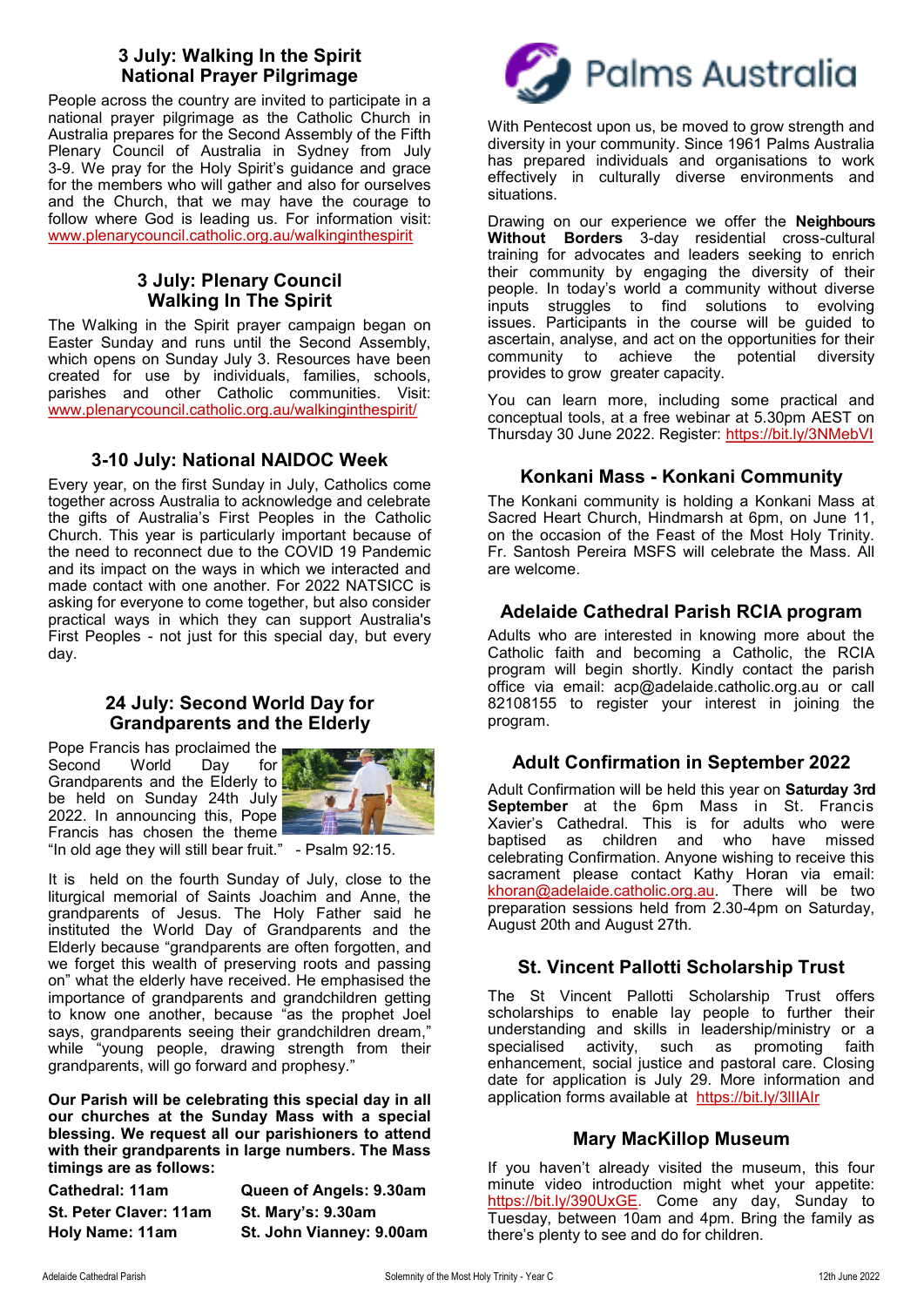## 3 July: Walking In the Spirit National Prayer Pilgrimage

People across the country are invited to participate in a national prayer pilgrimage as the Catholic Church in Australia prepares for the Second Assembly of the Fifth Plenary Council of Australia in Sydney from July 3-9. We pray for the Holy Spirit's guidance and grace for the members who will gather and also for ourselves and the Church, that we may have the courage to follow where God is leading us. For information visit: www.plenarycouncil.catholic.org.au/walkinginthespirit

## 3 July: Plenary Council Walking In The Spirit

The Walking in the Spirit prayer campaign began on Easter Sunday and runs until the Second Assembly, which opens on Sunday July 3. Resources have been created for use by individuals, families, schools, parishes and other Catholic communities. Visit: www.plenarycouncil.catholic.org.au/walkinginthespirit/

## 3-10 July: National NAIDOC Week

Every year, on the first Sunday in July, Catholics come together across Australia to acknowledge and celebrate the gifts of Australia's First Peoples in the Catholic Church. This year is particularly important because of the need to reconnect due to the COVID 19 Pandemic and its impact on the ways in which we interacted and made contact with one another. For 2022 NATSICC is asking for everyone to come together, but also consider practical ways in which they can support Australia's First Peoples - not just for this special day, but every day.

## 24 July: Second World Day for Grandparents and the Elderly

Pope Francis has proclaimed the Second World Day for Grandparents and the Elderly to be held on Sunday 24th July 2022. In announcing this, Pope Francis has chosen the theme "In old age they will still bear fruit." - Psalm 92:15.

It is held on the fourth Sunday of July, close to the liturgical memorial of Saints Joachim and Anne, the grandparents of Jesus. The Holy Father said he instituted the World Day of Grandparents and the Elderly because "grandparents are often forgotten, and we forget this wealth of preserving roots and passing on" what the elderly have received. He emphasised the importance of grandparents and grandchildren getting to know one another, because "as the prophet Joel says, grandparents seeing their grandchildren dream," while "young people, drawing strength from their grandparents, will go forward and prophesy."

**Our Parish will be celebrating this special day in all our churches at the Sunday Mass with a special blessing. We request all our parishioners to attend with their grandparents in large numbers. The Mass timings are as follows:**

**Cathedral: 11am**
**St. Peter Claver: 11am**
**Holy Name: 11am**
**Queen of Angels: 9.30am**
**St. Mary's: 9.30am**
**St. John Vianney: 9.00am**

## Palms Australia

With Pentecost upon us, be moved to grow strength and diversity in your community. Since 1961 Palms Australia has prepared individuals and organisations to work effectively in culturally diverse environments and situations.

Drawing on our experience we offer the **Neighbours Without Borders** 3-day residential cross-cultural training for advocates and leaders seeking to enrich their community by engaging the diversity of their people. In today's world a community without diverse inputs struggles to find solutions to evolving issues. Participants in the course will be guided to ascertain, analyse, and act on the opportunities for their community to achieve the potential diversity provides to grow greater capacity.

You can learn more, including some practical and conceptual tools, at a free webinar at 5.30pm AEST on Thursday 30 June 2022. Register: https://bit.ly/3NMebVI

## Konkani Mass - Konkani Community

The Konkani community is holding a Konkani Mass at Sacred Heart Church, Hindmarsh at 6pm, on June 11, on the occasion of the Feast of the Most Holy Trinity. Fr. Santosh Pereira MSFS will celebrate the Mass. All are welcome.

## Adelaide Cathedral Parish RCIA program

Adults who are interested in knowing more about the Catholic faith and becoming a Catholic, the RCIA program will begin shortly. Kindly contact the parish office via email: acp@adelaide.catholic.org.au or call 82108155 to register your interest in joining the program.

## Adult Confirmation in September 2022

Adult Confirmation will be held this year on **Saturday 3rd September** at the 6pm Mass in St. Francis Xavier's Cathedral. This is for adults who were baptised as children and who have missed celebrating Confirmation. Anyone wishing to receive this sacrament please contact Kathy Horan via email: khoran@adelaide.catholic.org.au. There will be two preparation sessions held from 2.30-4pm on Saturday, August 20th and August 27th.

## St. Vincent Pallotti Scholarship Trust

The St Vincent Pallotti Scholarship Trust offers scholarships to enable lay people to further their understanding and skills in leadership/ministry or a specialised activity, such as promoting faith enhancement, social justice and pastoral care. Closing date for application is July 29. More information and application forms available at https://bit.ly/3lllAlr

## Mary MacKillop Museum

If you haven't already visited the museum, this four minute video introduction might whet your appetite: https://bit.ly/390UxGE. Come any day, Sunday to Tuesday, between 10am and 4pm. Bring the family as there's plenty to see and do for children.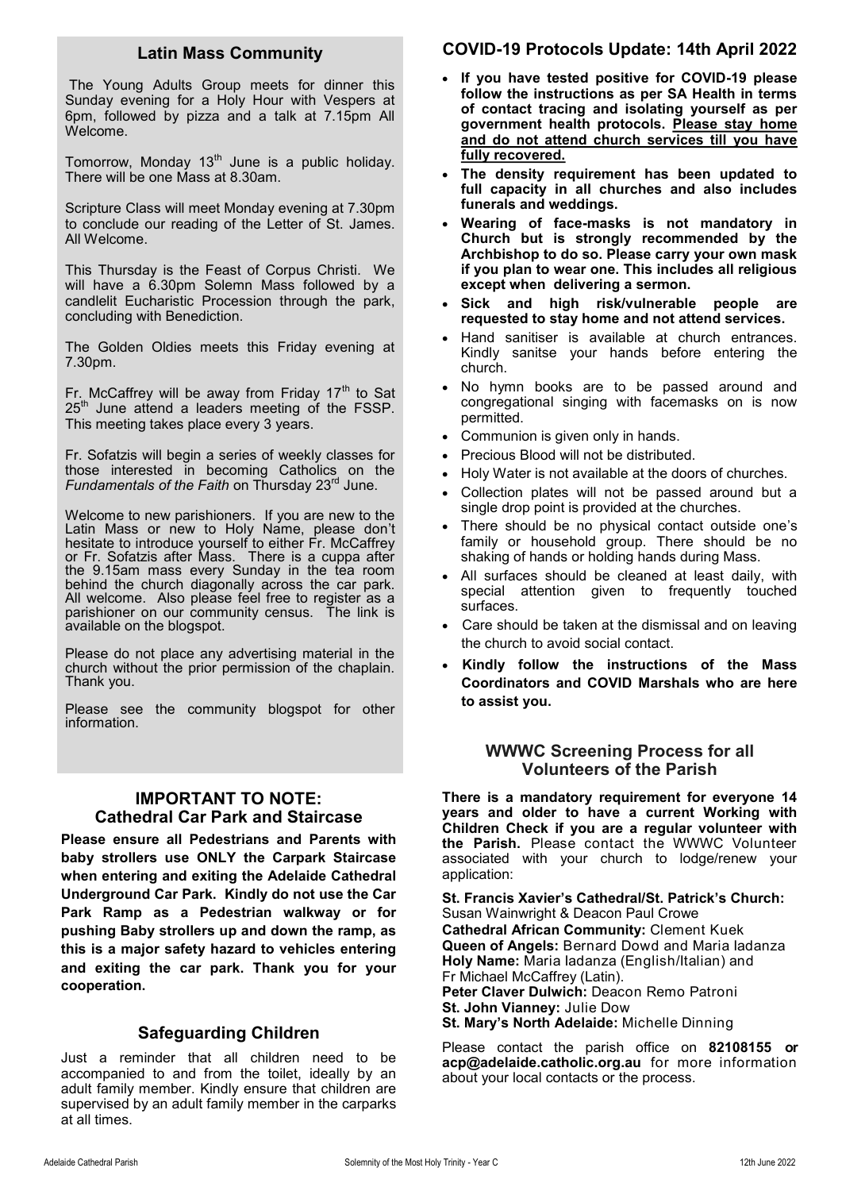## Latin Mass Community

The Young Adults Group meets for dinner this Sunday evening for a Holy Hour with Vespers at 6pm, followed by pizza and a talk at 7.15pm All Welcome.

Tomorrow, Monday 13th June is a public holiday. There will be one Mass at 8.30am.

Scripture Class will meet Monday evening at 7.30pm to conclude our reading of the Letter of St. James. All Welcome.

This Thursday is the Feast of Corpus Christi. We will have a 6.30pm Solemn Mass followed by a candlelit Eucharistic Procession through the park, concluding with Benediction.

The Golden Oldies meets this Friday evening at 7.30pm.

Fr. McCaffrey will be away from Friday 17th to Sat 25th June attend a leaders meeting of the FSSP. This meeting takes place every 3 years.

Fr. Sofatzis will begin a series of weekly classes for those interested in becoming Catholics on the *Fundamentals of the Faith* on Thursday 23rd June.

Welcome to new parishioners. If you are new to the Latin Mass or new to Holy Name, please don't hesitate to introduce yourself to either Fr. McCaffrey or Fr. Sofatzis after Mass. There is a cuppa after the 9.15am mass every Sunday in the tea room behind the church diagonally across the car park. All welcome. Also please feel free to register as a parishioner on our community census. The link is available on the blogspot.

Please do not place any advertising material in the church without the prior permission of the chaplain. Thank you.

Please see the community blogspot for other information.

## IMPORTANT TO NOTE: Cathedral Car Park and Staircase

**Please ensure all Pedestrians and Parents with baby strollers use ONLY the Carpark Staircase when entering and exiting the Adelaide Cathedral Underground Car Park. Kindly do not use the Car Park Ramp as a Pedestrian walkway or for pushing Baby strollers up and down the ramp, as this is a major safety hazard to vehicles entering and exiting the car park. Thank you for your cooperation.**

## Safeguarding Children

Just a reminder that all children need to be accompanied to and from the toilet, ideally by an adult family member. Kindly ensure that children are supervised by an adult family member in the carparks at all times.

## COVID-19 Protocols Update: 14th April 2022

- **If you have tested positive for COVID-19 please follow the instructions as per SA Health in terms of contact tracing and isolating yourself as per government health protocols. Please stay home and do not attend church services till you have fully recovered.**
- **The density requirement has been updated to full capacity in all churches and also includes funerals and weddings.**
- **Wearing of face-masks is not mandatory in Church but is strongly recommended by the Archbishop to do so. Please carry your own mask if you plan to wear one. This includes all religious except when delivering a sermon.**
- **Sick and high risk/vulnerable people are requested to stay home and not attend services.**
- Hand sanitiser is available at church entrances. Kindly sanitse your hands before entering the church.
- No hymn books are to be passed around and congregational singing with facemasks on is now permitted.
- Communion is given only in hands.
- Precious Blood will not be distributed.
- Holy Water is not available at the doors of churches.
- Collection plates will not be passed around but a single drop point is provided at the churches.
- There should be no physical contact outside one's family or household group. There should be no shaking of hands or holding hands during Mass.
- All surfaces should be cleaned at least daily, with special attention given to frequently touched surfaces.
- Care should be taken at the dismissal and on leaving the church to avoid social contact.
- **Kindly follow the instructions of the Mass Coordinators and COVID Marshals who are here to assist you.**

## WWWC Screening Process for all Volunteers of the Parish

**There is a mandatory requirement for everyone 14 years and older to have a current Working with Children Check if you are a regular volunteer with the Parish.** Please contact the WWWC Volunteer associated with your church to lodge/renew your application:

**St. Francis Xavier's Cathedral/St. Patrick's Church:** Susan Wainwright & Deacon Paul Crowe
**Cathedral African Community:** Clement Kuek
**Queen of Angels:** Bernard Dowd and Maria Iadanza
**Holy Name:** Maria Iadanza (English/Italian) and Fr Michael McCaffrey (Latin).
**Peter Claver Dulwich:** Deacon Remo Patroni
**St. John Vianney:** Julie Dow
**St. Mary's North Adelaide:** Michelle Dinning

Please contact the parish office on **82108155 or acp@adelaide.catholic.org.au** for more information about your local contacts or the process.